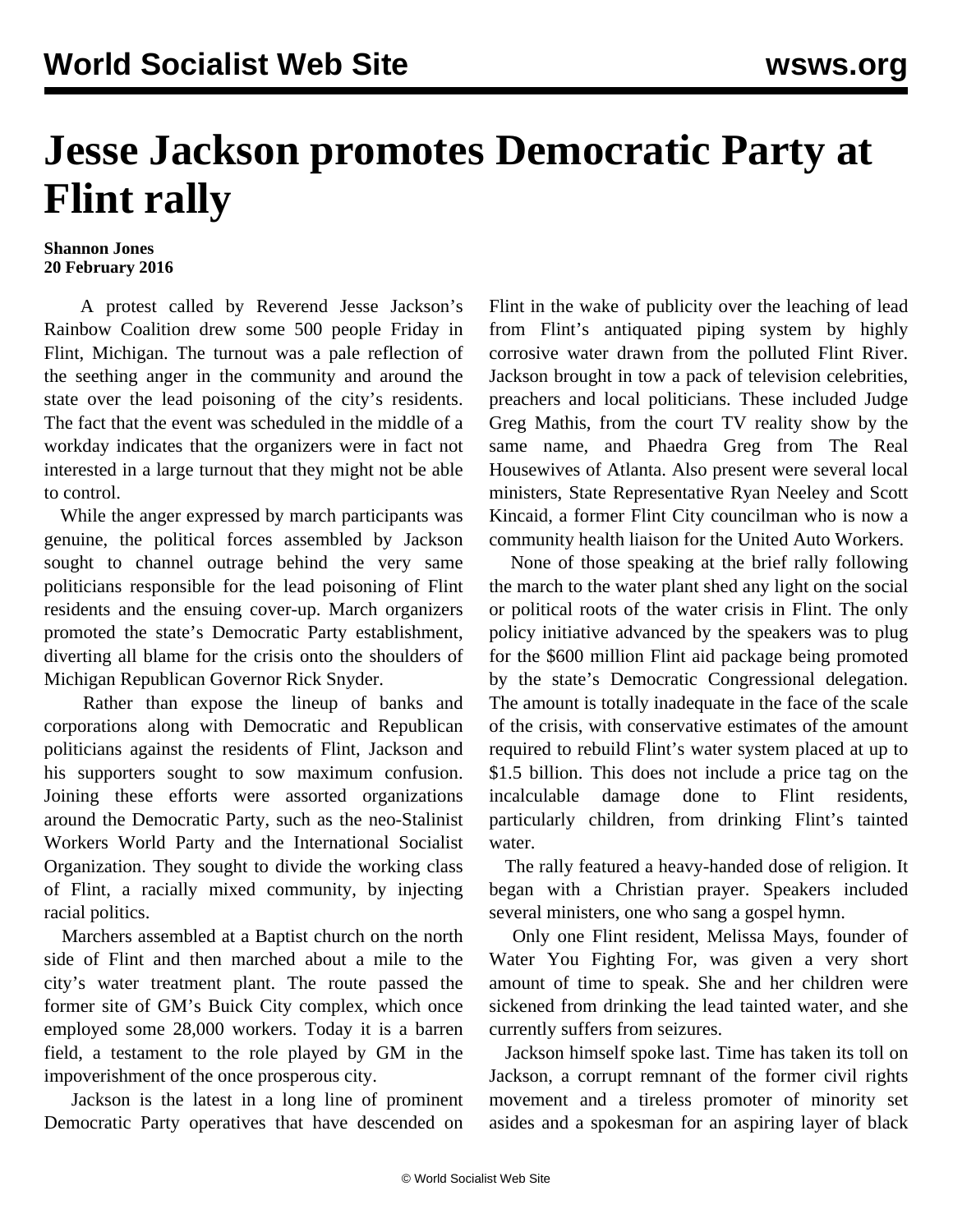# Jesse Jackson promotes Democratic Party at Flint rally

**Shannon Jones**
**20 February 2016**

A protest called by Reverend Jesse Jackson's Rainbow Coalition drew some 500 people Friday in Flint, Michigan. The turnout was a pale reflection of the seething anger in the community and around the state over the lead poisoning of the city's residents. The fact that the event was scheduled in the middle of a workday indicates that the organizers were in fact not interested in a large turnout that they might not be able to control.

While the anger expressed by march participants was genuine, the political forces assembled by Jackson sought to channel outrage behind the very same politicians responsible for the lead poisoning of Flint residents and the ensuing cover-up. March organizers promoted the state's Democratic Party establishment, diverting all blame for the crisis onto the shoulders of Michigan Republican Governor Rick Snyder.

Rather than expose the lineup of banks and corporations along with Democratic and Republican politicians against the residents of Flint, Jackson and his supporters sought to sow maximum confusion. Joining these efforts were assorted organizations around the Democratic Party, such as the neo-Stalinist Workers World Party and the International Socialist Organization. They sought to divide the working class of Flint, a racially mixed community, by injecting racial politics.

Marchers assembled at a Baptist church on the north side of Flint and then marched about a mile to the city's water treatment plant. The route passed the former site of GM's Buick City complex, which once employed some 28,000 workers. Today it is a barren field, a testament to the role played by GM in the impoverishment of the once prosperous city.

Jackson is the latest in a long line of prominent Democratic Party operatives that have descended on Flint in the wake of publicity over the leaching of lead from Flint's antiquated piping system by highly corrosive water drawn from the polluted Flint River. Jackson brought in tow a pack of television celebrities, preachers and local politicians. These included Judge Greg Mathis, from the court TV reality show by the same name, and Phaedra Greg from The Real Housewives of Atlanta. Also present were several local ministers, State Representative Ryan Neeley and Scott Kincaid, a former Flint City councilman who is now a community health liaison for the United Auto Workers.

None of those speaking at the brief rally following the march to the water plant shed any light on the social or political roots of the water crisis in Flint. The only policy initiative advanced by the speakers was to plug for the $600 million Flint aid package being promoted by the state's Democratic Congressional delegation. The amount is totally inadequate in the face of the scale of the crisis, with conservative estimates of the amount required to rebuild Flint's water system placed at up to $1.5 billion. This does not include a price tag on the incalculable damage done to Flint residents, particularly children, from drinking Flint's tainted water.

The rally featured a heavy-handed dose of religion. It began with a Christian prayer. Speakers included several ministers, one who sang a gospel hymn.

Only one Flint resident, Melissa Mays, founder of Water You Fighting For, was given a very short amount of time to speak. She and her children were sickened from drinking the lead tainted water, and she currently suffers from seizures.

Jackson himself spoke last. Time has taken its toll on Jackson, a corrupt remnant of the former civil rights movement and a tireless promoter of minority set asides and a spokesman for an aspiring layer of black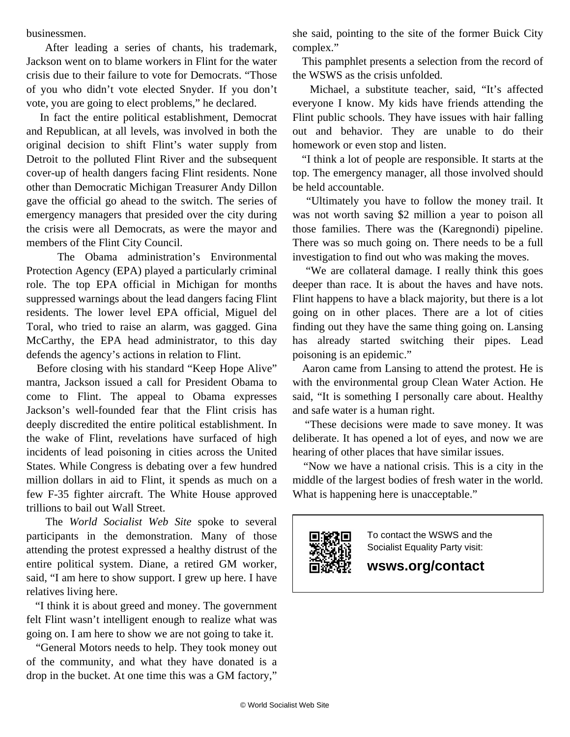businessmen.

After leading a series of chants, his trademark, Jackson went on to blame workers in Flint for the water crisis due to their failure to vote for Democrats. "Those of you who didn't vote elected Snyder. If you don't vote, you are going to elect problems," he declared.

In fact the entire political establishment, Democrat and Republican, at all levels, was involved in both the original decision to shift Flint's water supply from Detroit to the polluted Flint River and the subsequent cover-up of health dangers facing Flint residents. None other than Democratic Michigan Treasurer Andy Dillon gave the official go ahead to the switch. The series of emergency managers that presided over the city during the crisis were all Democrats, as were the mayor and members of the Flint City Council.

The Obama administration's Environmental Protection Agency (EPA) played a particularly criminal role. The top EPA official in Michigan for months suppressed warnings about the lead dangers facing Flint residents. The lower level EPA official, Miguel del Toral, who tried to raise an alarm, was gagged. Gina McCarthy, the EPA head administrator, to this day defends the agency's actions in relation to Flint.

Before closing with his standard "Keep Hope Alive" mantra, Jackson issued a call for President Obama to come to Flint. The appeal to Obama expresses Jackson's well-founded fear that the Flint crisis has deeply discredited the entire political establishment. In the wake of Flint, revelations have surfaced of high incidents of lead poisoning in cities across the United States. While Congress is debating over a few hundred million dollars in aid to Flint, it spends as much on a few F-35 fighter aircraft. The White House approved trillions to bail out Wall Street.

The *World Socialist Web Site* spoke to several participants in the demonstration. Many of those attending the protest expressed a healthy distrust of the entire political system. Diane, a retired GM worker, said, "I am here to show support. I grew up here. I have relatives living here.

"I think it is about greed and money. The government felt Flint wasn't intelligent enough to realize what was going on. I am here to show we are not going to take it.

"General Motors needs to help. They took money out of the community, and what they have donated is a drop in the bucket. At one time this was a GM factory," she said, pointing to the site of the former Buick City complex."

This pamphlet presents a selection from the record of the WSWS as the crisis unfolded.

Michael, a substitute teacher, said, "It's affected everyone I know. My kids have friends attending the Flint public schools. They have issues with hair falling out and behavior. They are unable to do their homework or even stop and listen.

"I think a lot of people are responsible. It starts at the top. The emergency manager, all those involved should be held accountable.

"Ultimately you have to follow the money trail. It was not worth saving $2 million a year to poison all those families. There was the (Karegnondi) pipeline. There was so much going on. There needs to be a full investigation to find out who was making the moves.

"We are collateral damage. I really think this goes deeper than race. It is about the haves and have nots. Flint happens to have a black majority, but there is a lot going on in other places. There are a lot of cities finding out they have the same thing going on. Lansing has already started switching their pipes. Lead poisoning is an epidemic."

Aaron came from Lansing to attend the protest. He is with the environmental group Clean Water Action. He said, "It is something I personally care about. Healthy and safe water is a human right.

"These decisions were made to save money. It was deliberate. It has opened a lot of eyes, and now we are hearing of other places that have similar issues.

"Now we have a national crisis. This is a city in the middle of the largest bodies of fresh water in the world. What is happening here is unacceptable."

To contact the WSWS and the Socialist Equality Party visit:

**wsws.org/contact**